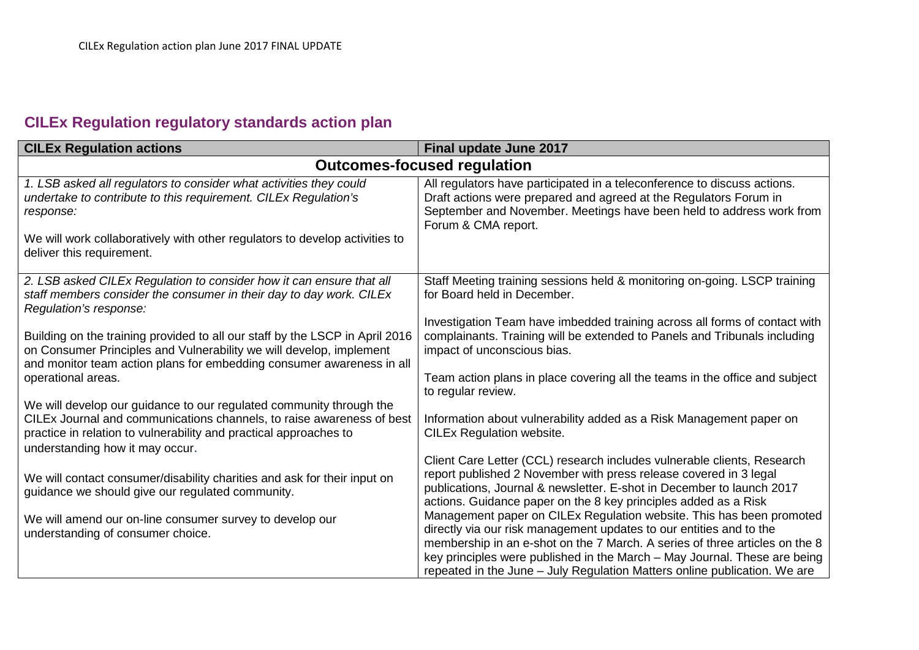## CILEx Regulation regulatory standards action plan

| CILEx Regulation actions | Final update June 2017 |
|---|---|
| **Outcomes-focused regulation** | |
| *1. LSB asked all regulators to consider what activities they could undertake to contribute to this requirement. CILEx Regulation's response:*<br><br>We will work collaboratively with other regulators to develop activities to deliver this requirement. | All regulators have participated in a teleconference to discuss actions. Draft actions were prepared and agreed at the Regulators Forum in September and November. Meetings have been held to address work from Forum & CMA report. |
| *2. LSB asked CILEx Regulation to consider how it can ensure that all staff members consider the consumer in their day to day work. CILEx Regulation's response:*<br><br>Building on the training provided to all our staff by the LSCP in April 2016 on Consumer Principles and Vulnerability we will develop, implement and monitor team action plans for embedding consumer awareness in all operational areas.<br><br>We will develop our guidance to our regulated community through the CILEx Journal and communications channels, to raise awareness of best practice in relation to vulnerability and practical approaches to understanding how it may occur.<br><br>We will contact consumer/disability charities and ask for their input on guidance we should give our regulated community.<br><br>We will amend our on-line consumer survey to develop our understanding of consumer choice. | Staff Meeting training sessions held & monitoring on-going. LSCP training for Board held in December.<br><br>Investigation Team have imbedded training across all forms of contact with complainants. Training will be extended to Panels and Tribunals including impact of unconscious bias.<br><br>Team action plans in place covering all the teams in the office and subject to regular review.<br><br>Information about vulnerability added as a Risk Management paper on CILEx Regulation website.<br><br>Client Care Letter (CCL) research includes vulnerable clients, Research report published 2 November with press release covered in 3 legal publications, Journal & newsletter. E-shot in December to launch 2017 actions. Guidance paper on the 8 key principles added as a Risk Management paper on CILEx Regulation website. This has been promoted directly via our risk management updates to our entities and to the membership in an e-shot on the 7 March. A series of three articles on the 8 key principles were published in the March – May Journal. These are being repeated in the June – July Regulation Matters online publication. We are |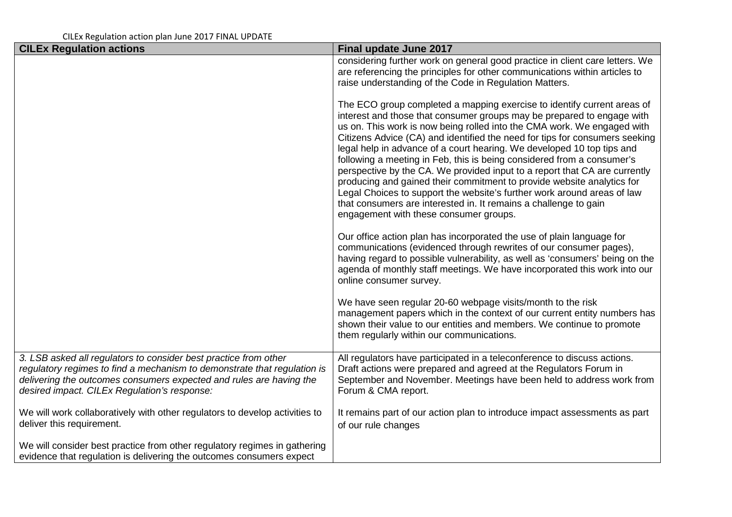CILEx Regulation action plan June 2017 FINAL UPDATE

| CILEx Regulation actions | Final update June 2017 |
|---|---|
| | considering further work on general good practice in client care letters. We are referencing the principles for other communications within articles to raise understanding of the Code in Regulation Matters.<br><br>The ECO group completed a mapping exercise to identify current areas of interest and those that consumer groups may be prepared to engage with us on. This work is now being rolled into the CMA work. We engaged with Citizens Advice (CA) and identified the need for tips for consumers seeking legal help in advance of a court hearing. We developed 10 top tips and following a meeting in Feb, this is being considered from a consumer's perspective by the CA. We provided input to a report that CA are currently producing and gained their commitment to provide website analytics for Legal Choices to support the website's further work around areas of law that consumers are interested in. It remains a challenge to gain engagement with these consumer groups.<br><br>Our office action plan has incorporated the use of plain language for communications (evidenced through rewrites of our consumer pages), having regard to possible vulnerability, as well as 'consumers' being on the agenda of monthly staff meetings. We have incorporated this work into our online consumer survey.<br><br>We have seen regular 20-60 webpage visits/month to the risk management papers which in the context of our current entity numbers has shown their value to our entities and members. We continue to promote them regularly within our communications. |
| *3. LSB asked all regulators to consider best practice from other regulatory regimes to find a mechanism to demonstrate that regulation is delivering the outcomes consumers expected and rules are having the desired impact. CILEx Regulation's response:*<br><br>We will work collaboratively with other regulators to develop activities to deliver this requirement.<br><br>We will consider best practice from other regulatory regimes in gathering evidence that regulation is delivering the outcomes consumers expect | All regulators have participated in a teleconference to discuss actions. Draft actions were prepared and agreed at the Regulators Forum in September and November. Meetings have been held to address work from Forum & CMA report.<br><br>It remains part of our action plan to introduce impact assessments as part of our rule changes |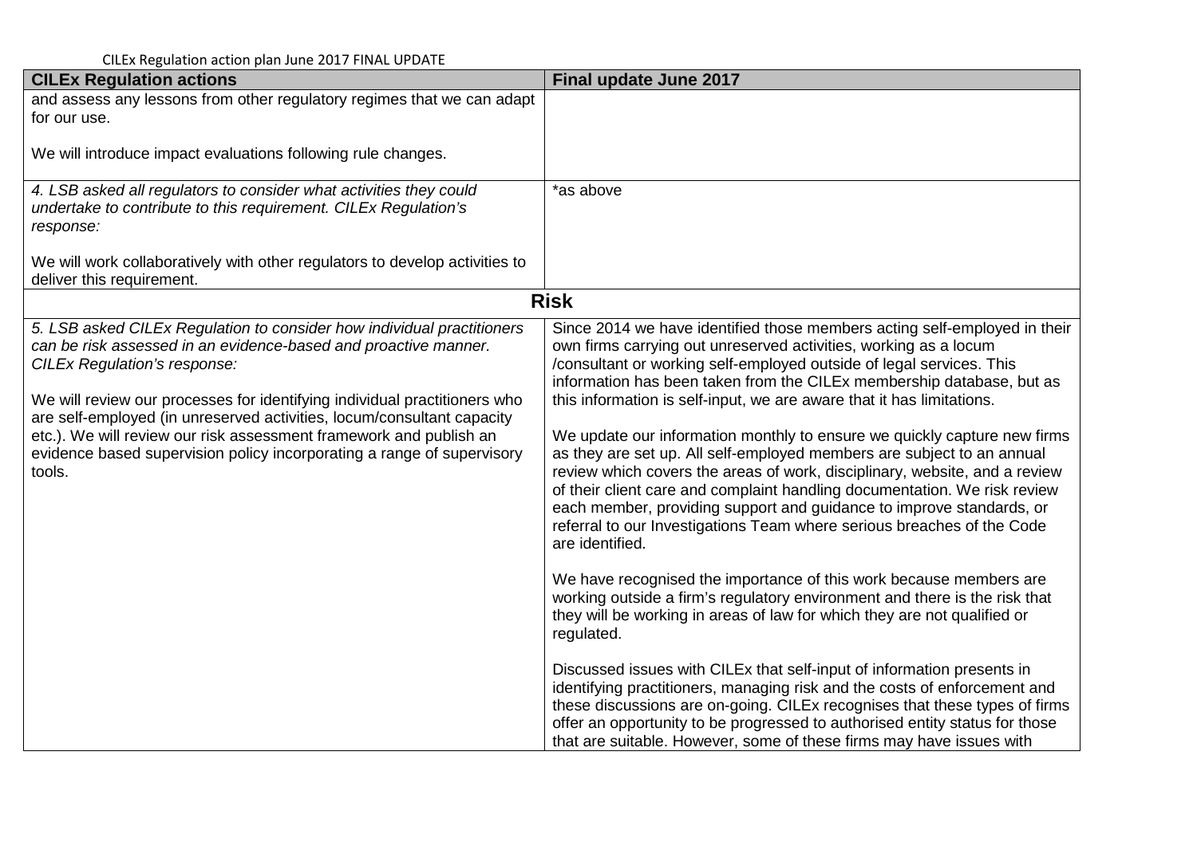CILEx Regulation action plan June 2017 FINAL UPDATE

| CILEx Regulation actions | Final update June 2017 |
|---|---|
| and assess any lessons from other regulatory regimes that we can adapt for our use.<br><br>We will introduce impact evaluations following rule changes. | |
| *4. LSB asked all regulators to consider what activities they could undertake to contribute to this requirement. CILEx Regulation's response:*<br><br>We will work collaboratively with other regulators to develop activities to deliver this requirement. | *as above |
| **Risk** | |
| *5. LSB asked CILEx Regulation to consider how individual practitioners can be risk assessed in an evidence-based and proactive manner. CILEx Regulation's response:*<br><br>We will review our processes for identifying individual practitioners who are self-employed (in unreserved activities, locum/consultant capacity etc.). We will review our risk assessment framework and publish an evidence based supervision policy incorporating a range of supervisory tools. | Since 2014 we have identified those members acting self-employed in their own firms carrying out unreserved activities, working as a locum /consultant or working self-employed outside of legal services. This information has been taken from the CILEx membership database, but as this information is self-input, we are aware that it has limitations.<br><br>We update our information monthly to ensure we quickly capture new firms as they are set up. All self-employed members are subject to an annual review which covers the areas of work, disciplinary, website, and a review of their client care and complaint handling documentation. We risk review each member, providing support and guidance to improve standards, or referral to our Investigations Team where serious breaches of the Code are identified.<br><br>We have recognised the importance of this work because members are working outside a firm's regulatory environment and there is the risk that they will be working in areas of law for which they are not qualified or regulated.<br><br>Discussed issues with CILEx that self-input of information presents in identifying practitioners, managing risk and the costs of enforcement and these discussions are on-going. CILEx recognises that these types of firms offer an opportunity to be progressed to authorised entity status for those that are suitable. However, some of these firms may have issues with |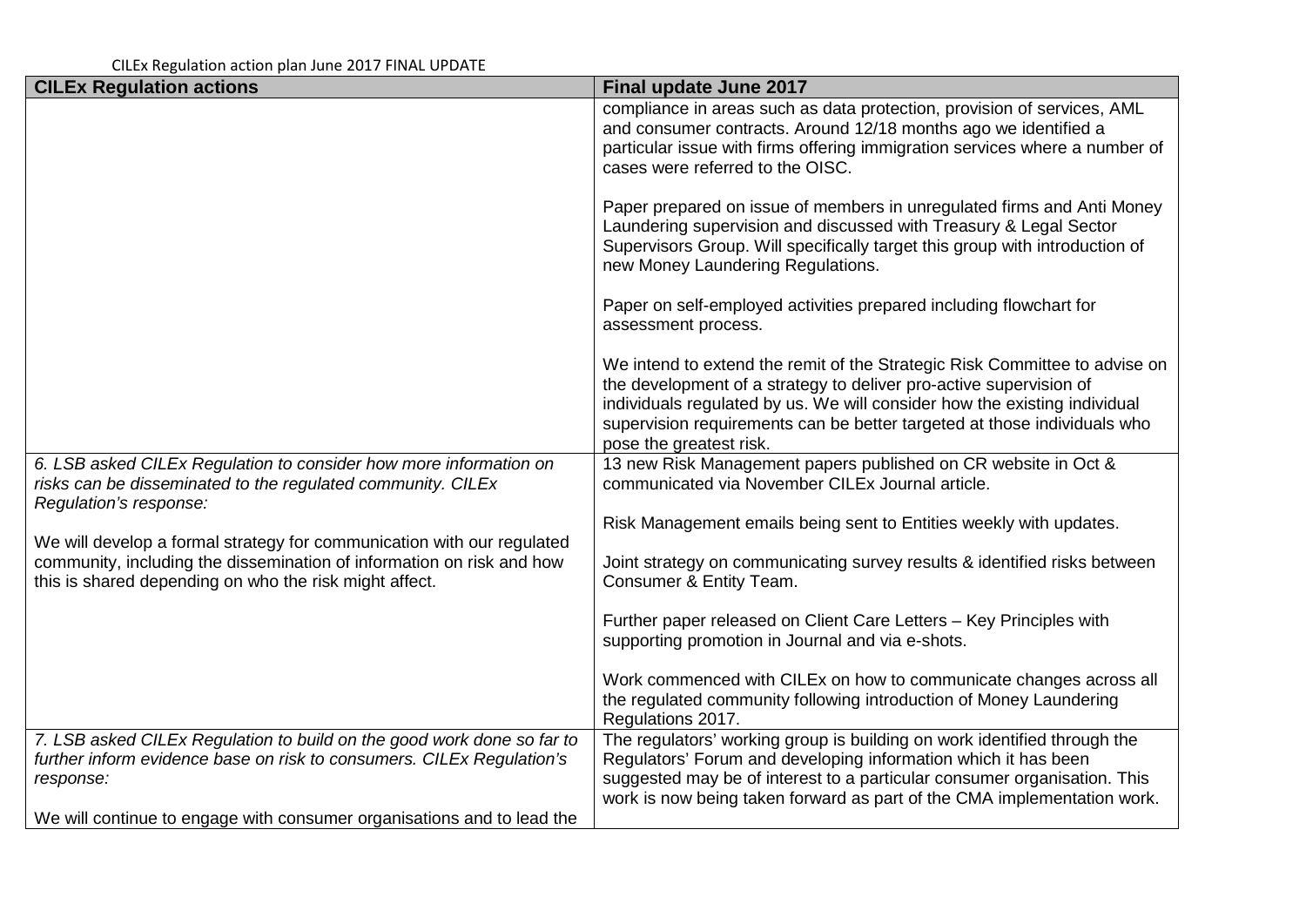CILEx Regulation action plan June 2017 FINAL UPDATE

| CILEx Regulation actions | Final update June 2017 |
| --- | --- |
| | compliance in areas such as data protection, provision of services, AML and consumer contracts. Around 12/18 months ago we identified a particular issue with firms offering immigration services where a number of cases were referred to the OISC.<br><br>Paper prepared on issue of members in unregulated firms and Anti Money Laundering supervision and discussed with Treasury & Legal Sector Supervisors Group. Will specifically target this group with introduction of new Money Laundering Regulations.<br><br>Paper on self-employed activities prepared including flowchart for assessment process.<br><br>We intend to extend the remit of the Strategic Risk Committee to advise on the development of a strategy to deliver pro-active supervision of individuals regulated by us. We will consider how the existing individual supervision requirements can be better targeted at those individuals who pose the greatest risk. |
| *6. LSB asked CILEx Regulation to consider how more information on risks can be disseminated to the regulated community. CILEx Regulation's response:*<br><br>We will develop a formal strategy for communication with our regulated community, including the dissemination of information on risk and how this is shared depending on who the risk might affect. | 13 new Risk Management papers published on CR website in Oct & communicated via November CILEx Journal article.<br><br>Risk Management emails being sent to Entities weekly with updates.<br><br>Joint strategy on communicating survey results & identified risks between Consumer & Entity Team.<br><br>Further paper released on Client Care Letters – Key Principles with supporting promotion in Journal and via e-shots.<br><br>Work commenced with CILEx on how to communicate changes across all the regulated community following introduction of Money Laundering Regulations 2017. |
| *7. LSB asked CILEx Regulation to build on the good work done so far to further inform evidence base on risk to consumers. CILEx Regulation's response:*<br><br>We will continue to engage with consumer organisations and to lead the | The regulators' working group is building on work identified through the Regulators' Forum and developing information which it has been suggested may be of interest to a particular consumer organisation. This work is now being taken forward as part of the CMA implementation work. |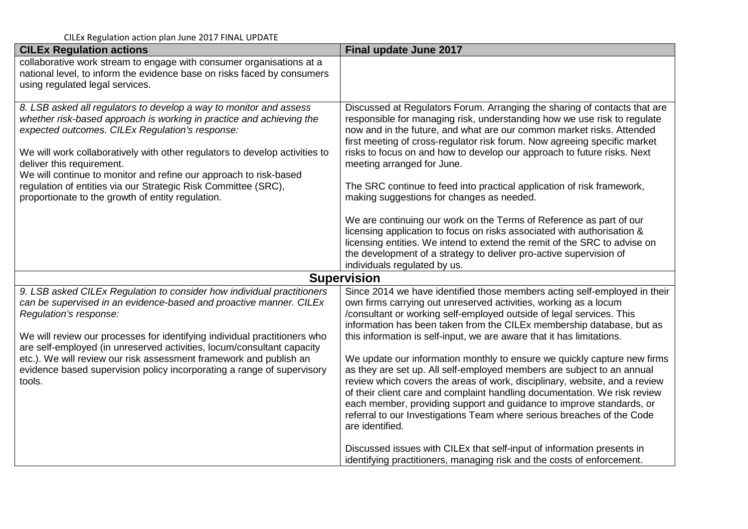| CILEx Regulation actions | Final update June 2017 |
| --- | --- |
| collaborative work stream to engage with consumer organisations at a national level, to inform the evidence base on risks faced by consumers using regulated legal services. | |
| *8. LSB asked all regulators to develop a way to monitor and assess whether risk-based approach is working in practice and achieving the expected outcomes. CILEx Regulation's response:*<br><br>We will work collaboratively with other regulators to develop activities to deliver this requirement.<br>We will continue to monitor and refine our approach to risk-based regulation of entities via our Strategic Risk Committee (SRC), proportionate to the growth of entity regulation. | Discussed at Regulators Forum. Arranging the sharing of contacts that are responsible for managing risk, understanding how we use risk to regulate now and in the future, and what are our common market risks. Attended first meeting of cross-regulator risk forum. Now agreeing specific market risks to focus on and how to develop our approach to future risks. Next meeting arranged for June.<br><br>The SRC continue to feed into practical application of risk framework, making suggestions for changes as needed.<br><br>We are continuing our work on the Terms of Reference as part of our licensing application to focus on risks associated with authorisation & licensing entities. We intend to extend the remit of the SRC to advise on the development of a strategy to deliver pro-active supervision of individuals regulated by us. |
| **Supervision** | |
| *9. LSB asked CILEx Regulation to consider how individual practitioners can be supervised in an evidence-based and proactive manner. CILEx Regulation's response:*<br><br>We will review our processes for identifying individual practitioners who are self-employed (in unreserved activities, locum/consultant capacity etc.). We will review our risk assessment framework and publish an evidence based supervision policy incorporating a range of supervisory tools. | Since 2014 we have identified those members acting self-employed in their own firms carrying out unreserved activities, working as a locum /consultant or working self-employed outside of legal services. This information has been taken from the CILEx membership database, but as this information is self-input, we are aware that it has limitations.<br><br>We update our information monthly to ensure we quickly capture new firms as they are set up. All self-employed members are subject to an annual review which covers the areas of work, disciplinary, website, and a review of their client care and complaint handling documentation. We risk review each member, providing support and guidance to improve standards, or referral to our Investigations Team where serious breaches of the Code are identified.<br><br>Discussed issues with CILEx that self-input of information presents in identifying practitioners, managing risk and the costs of enforcement. |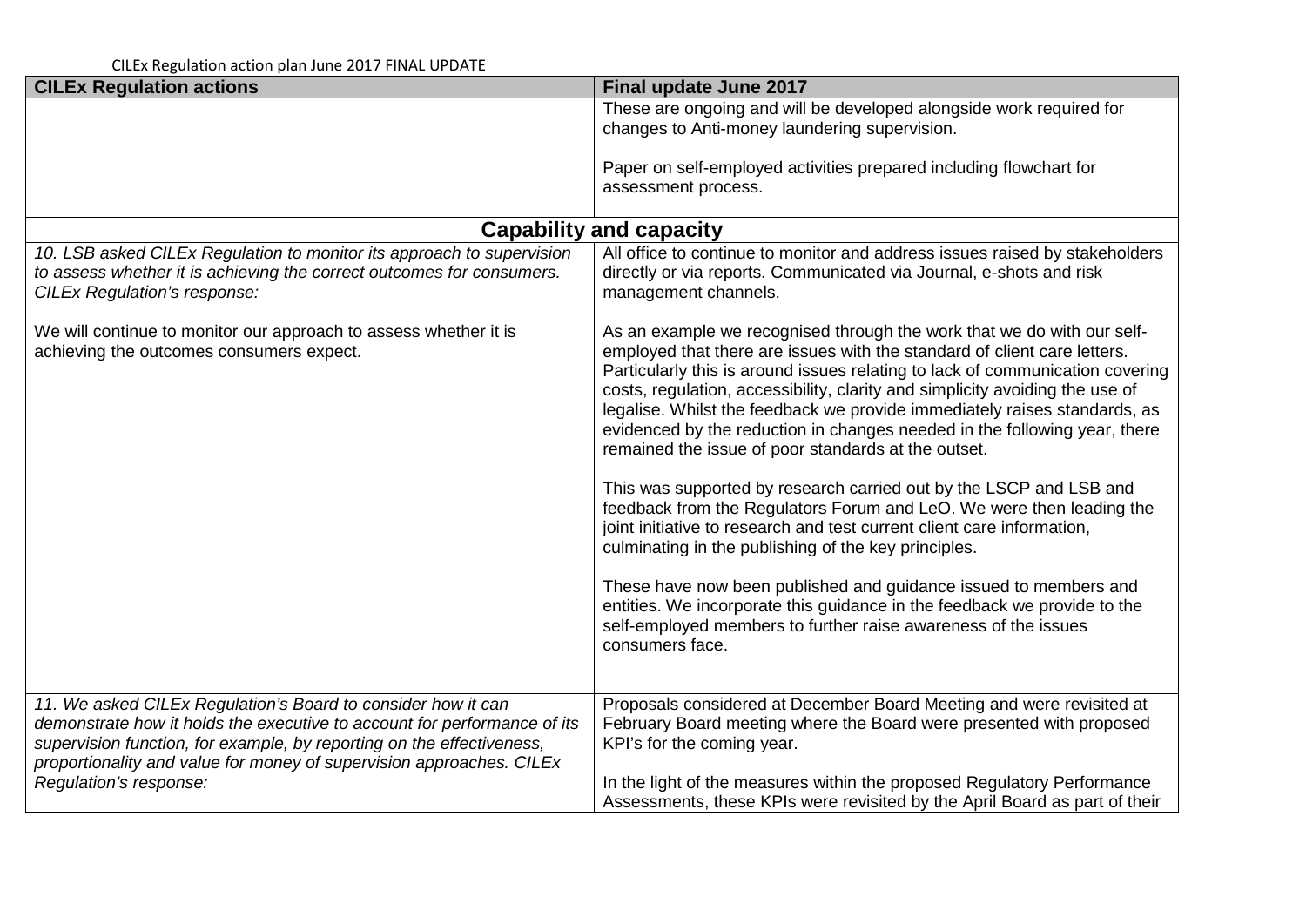CILEx Regulation action plan June 2017 FINAL UPDATE

| CILEx Regulation actions | Final update June 2017 |
|---|---|
| | These are ongoing and will be developed alongside work required for changes to Anti-money laundering supervision.<br><br>Paper on self-employed activities prepared including flowchart for assessment process. |
| **Capability and capacity** | |
| *10. LSB asked CILEx Regulation to monitor its approach to supervision to assess whether it is achieving the correct outcomes for consumers. CILEx Regulation's response:*<br><br>We will continue to monitor our approach to assess whether it is achieving the outcomes consumers expect. | All office to continue to monitor and address issues raised by stakeholders directly or via reports. Communicated via Journal, e-shots and risk management channels.<br><br>As an example we recognised through the work that we do with our self-employed that there are issues with the standard of client care letters. Particularly this is around issues relating to lack of communication covering costs, regulation, accessibility, clarity and simplicity avoiding the use of legalise. Whilst the feedback we provide immediately raises standards, as evidenced by the reduction in changes needed in the following year, there remained the issue of poor standards at the outset.<br><br>This was supported by research carried out by the LSCP and LSB and feedback from the Regulators Forum and LeO. We were then leading the joint initiative to research and test current client care information, culminating in the publishing of the key principles.<br><br>These have now been published and guidance issued to members and entities. We incorporate this guidance in the feedback we provide to the self-employed members to further raise awareness of the issues consumers face. |
| *11. We asked CILEx Regulation's Board to consider how it can demonstrate how it holds the executive to account for performance of its supervision function, for example, by reporting on the effectiveness, proportionality and value for money of supervision approaches. CILEx Regulation's response:* | Proposals considered at December Board Meeting and were revisited at February Board meeting where the Board were presented with proposed KPI's for the coming year.<br><br>In the light of the measures within the proposed Regulatory Performance Assessments, these KPIs were revisited by the April Board as part of their |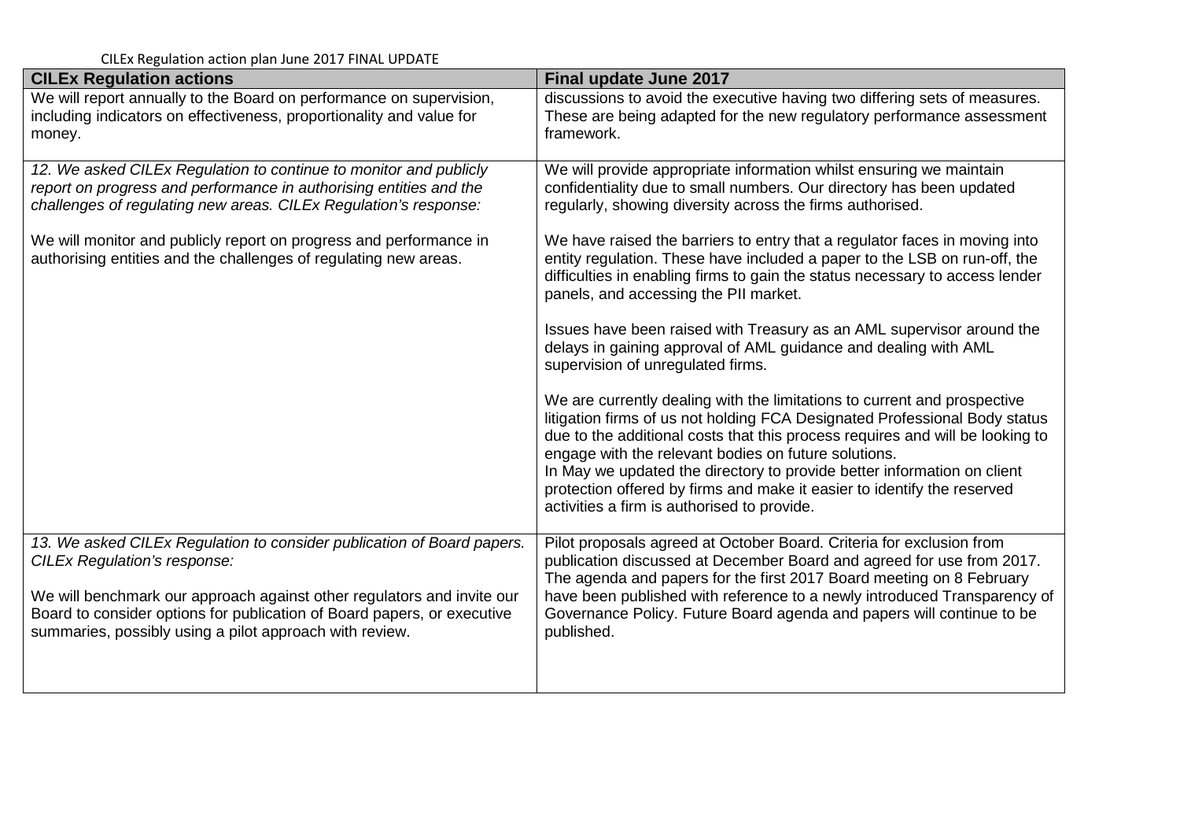CILEx Regulation action plan June 2017 FINAL UPDATE

| **CILEx Regulation actions** | **Final update June 2017** |
|---|---|
| We will report annually to the Board on performance on supervision, including indicators on effectiveness, proportionality and value for money. | discussions to avoid the executive having two differing sets of measures. These are being adapted for the new regulatory performance assessment framework. |
| *12. We asked CILEx Regulation to continue to monitor and publicly report on progress and performance in authorising entities and the challenges of regulating new areas. CILEx Regulation's response:*<br><br>We will monitor and publicly report on progress and performance in authorising entities and the challenges of regulating new areas. | We will provide appropriate information whilst ensuring we maintain confidentiality due to small numbers. Our directory has been updated regularly, showing diversity across the firms authorised.<br><br>We have raised the barriers to entry that a regulator faces in moving into entity regulation. These have included a paper to the LSB on run-off, the difficulties in enabling firms to gain the status necessary to access lender panels, and accessing the PII market.<br><br>Issues have been raised with Treasury as an AML supervisor around the delays in gaining approval of AML guidance and dealing with AML supervision of unregulated firms.<br><br>We are currently dealing with the limitations to current and prospective litigation firms of us not holding FCA Designated Professional Body status due to the additional costs that this process requires and will be looking to engage with the relevant bodies on future solutions.<br>In May we updated the directory to provide better information on client protection offered by firms and make it easier to identify the reserved activities a firm is authorised to provide. |
| *13. We asked CILEx Regulation to consider publication of Board papers. CILEx Regulation's response:*<br><br>We will benchmark our approach against other regulators and invite our Board to consider options for publication of Board papers, or executive summaries, possibly using a pilot approach with review. | Pilot proposals agreed at October Board. Criteria for exclusion from publication discussed at December Board and agreed for use from 2017. The agenda and papers for the first 2017 Board meeting on 8 February have been published with reference to a newly introduced Transparency of Governance Policy. Future Board agenda and papers will continue to be published. |